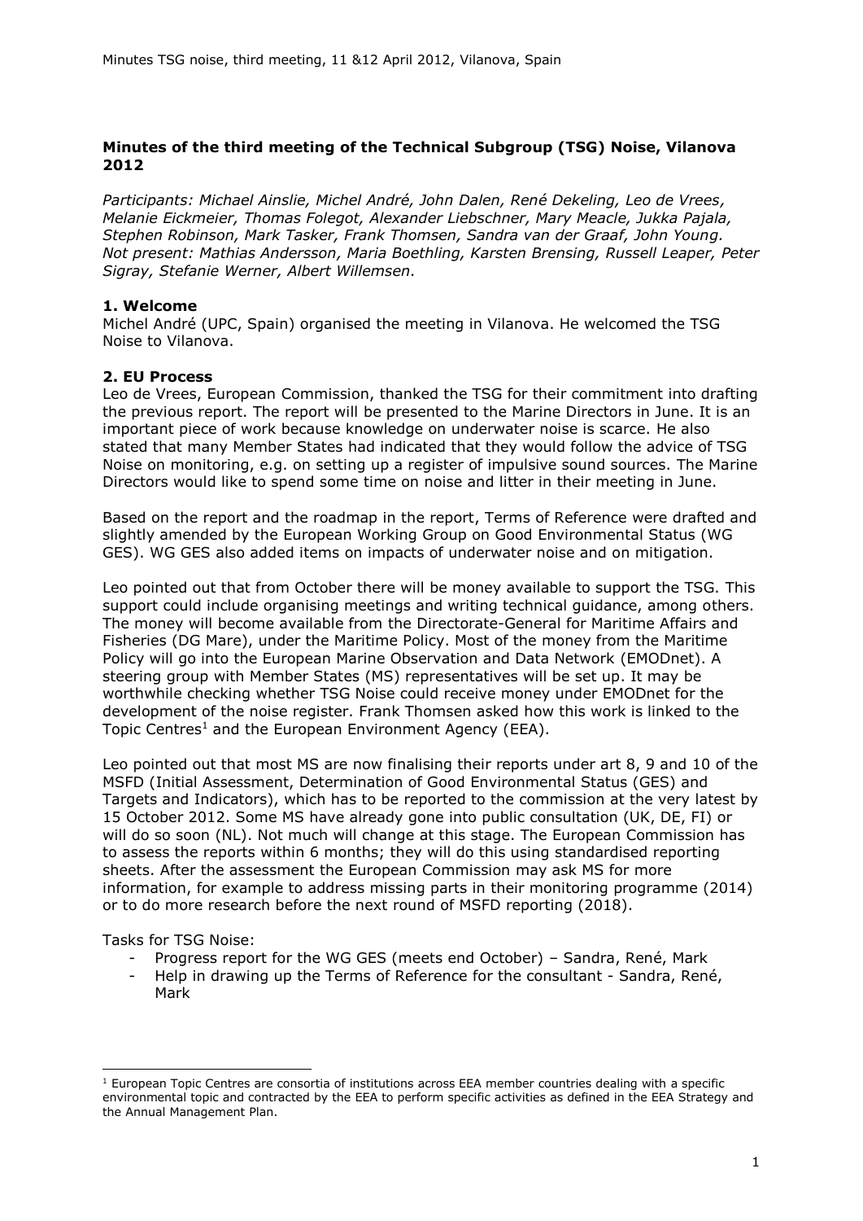**Minutes of the third meeting of the Technical Subgroup (TSG) Noise, Vilanova 2012**

*Participants: Michael Ainslie, Michel André, John Dalen, René Dekeling, Leo de Vrees, Melanie Eickmeier, Thomas Folegot, Alexander Liebschner, Mary Meacle, Jukka Pajala, Stephen Robinson, Mark Tasker, Frank Thomsen, Sandra van der Graaf, John Young. Not present: Mathias Andersson, Maria Boethling, Karsten Brensing, Russell Leaper, Peter Sigray, Stefanie Werner, Albert Willemsen.*

**1. Welcome**

Michel André (UPC, Spain) organised the meeting in Vilanova. He welcomed the TSG Noise to Vilanova.

**2. EU Process**

Leo de Vrees, European Commission, thanked the TSG for their commitment into drafting the previous report. The report will be presented to the Marine Directors in June. It is an important piece of work because knowledge on underwater noise is scarce. He also stated that many Member States had indicated that they would follow the advice of TSG Noise on monitoring, e.g. on setting up a register of impulsive sound sources. The Marine Directors would like to spend some time on noise and litter in their meeting in June.

Based on the report and the roadmap in the report, Terms of Reference were drafted and slightly amended by the European Working Group on Good Environmental Status (WG GES). WG GES also added items on impacts of underwater noise and on mitigation.

Leo pointed out that from October there will be money available to support the TSG. This support could include organising meetings and writing technical guidance, among others. The money will become available from the Directorate-General for Maritime Affairs and Fisheries (DG Mare), under the Maritime Policy. Most of the money from the Maritime Policy will go into the European Marine Observation and Data Network (EMODnet). A steering group with Member States (MS) representatives will be set up. It may be worthwhile checking whether TSG Noise could receive money under EMODnet for the development of the noise register. Frank Thomsen asked how this work is linked to the Topic Centres[1] and the European Environment Agency (EEA).

Leo pointed out that most MS are now finalising their reports under art 8, 9 and 10 of the MSFD (Initial Assessment, Determination of Good Environmental Status (GES) and Targets and Indicators), which has to be reported to the commission at the very latest by 15 October 2012. Some MS have already gone into public consultation (UK, DE, FI) or will do so soon (NL). Not much will change at this stage. The European Commission has to assess the reports within 6 months; they will do this using standardised reporting sheets. After the assessment the European Commission may ask MS for more information, for example to address missing parts in their monitoring programme (2014) or to do more research before the next round of MSFD reporting (2018).

Tasks for TSG Noise:

- Progress report for the WG GES (meets end October) – Sandra, René, Mark
- Help in drawing up the Terms of Reference for the consultant - Sandra, René, Mark

[1] European Topic Centres are consortia of institutions across EEA member countries dealing with a specific environmental topic and contracted by the EEA to perform specific activities as defined in the EEA Strategy and the Annual Management Plan.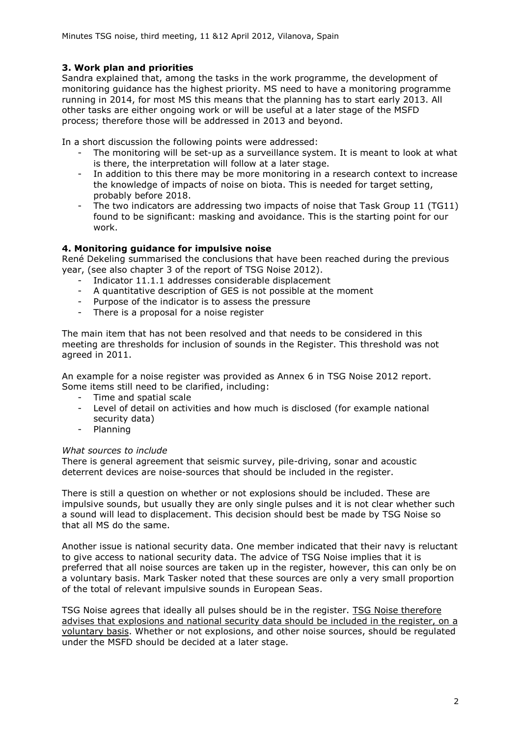## 3. Work plan and priorities

Sandra explained that, among the tasks in the work programme, the development of monitoring guidance has the highest priority. MS need to have a monitoring programme running in 2014, for most MS this means that the planning has to start early 2013. All other tasks are either ongoing work or will be useful at a later stage of the MSFD process; therefore those will be addressed in 2013 and beyond.

In a short discussion the following points were addressed:

- The monitoring will be set-up as a surveillance system. It is meant to look at what is there, the interpretation will follow at a later stage.
- In addition to this there may be more monitoring in a research context to increase the knowledge of impacts of noise on biota. This is needed for target setting, probably before 2018.
- The two indicators are addressing two impacts of noise that Task Group 11 (TG11) found to be significant: masking and avoidance. This is the starting point for our work.

## 4. Monitoring guidance for impulsive noise

René Dekeling summarised the conclusions that have been reached during the previous year, (see also chapter 3 of the report of TSG Noise 2012).

- Indicator 11.1.1 addresses considerable displacement
- A quantitative description of GES is not possible at the moment
- Purpose of the indicator is to assess the pressure
- There is a proposal for a noise register

The main item that has not been resolved and that needs to be considered in this meeting are thresholds for inclusion of sounds in the Register. This threshold was not agreed in 2011.

An example for a noise register was provided as Annex 6 in TSG Noise 2012 report. Some items still need to be clarified, including:

- Time and spatial scale
- Level of detail on activities and how much is disclosed (for example national security data)
- Planning

*What sources to include*

There is general agreement that seismic survey, pile-driving, sonar and acoustic deterrent devices are noise-sources that should be included in the register.

There is still a question on whether or not explosions should be included. These are impulsive sounds, but usually they are only single pulses and it is not clear whether such a sound will lead to displacement. This decision should best be made by TSG Noise so that all MS do the same.

Another issue is national security data. One member indicated that their navy is reluctant to give access to national security data. The advice of TSG Noise implies that it is preferred that all noise sources are taken up in the register, however, this can only be on a voluntary basis. Mark Tasker noted that these sources are only a very small proportion of the total of relevant impulsive sounds in European Seas.

TSG Noise agrees that ideally all pulses should be in the register. <u>TSG Noise therefore advises that explosions and national security data should be included in the register, on a voluntary basis</u>. Whether or not explosions, and other noise sources, should be regulated under the MSFD should be decided at a later stage.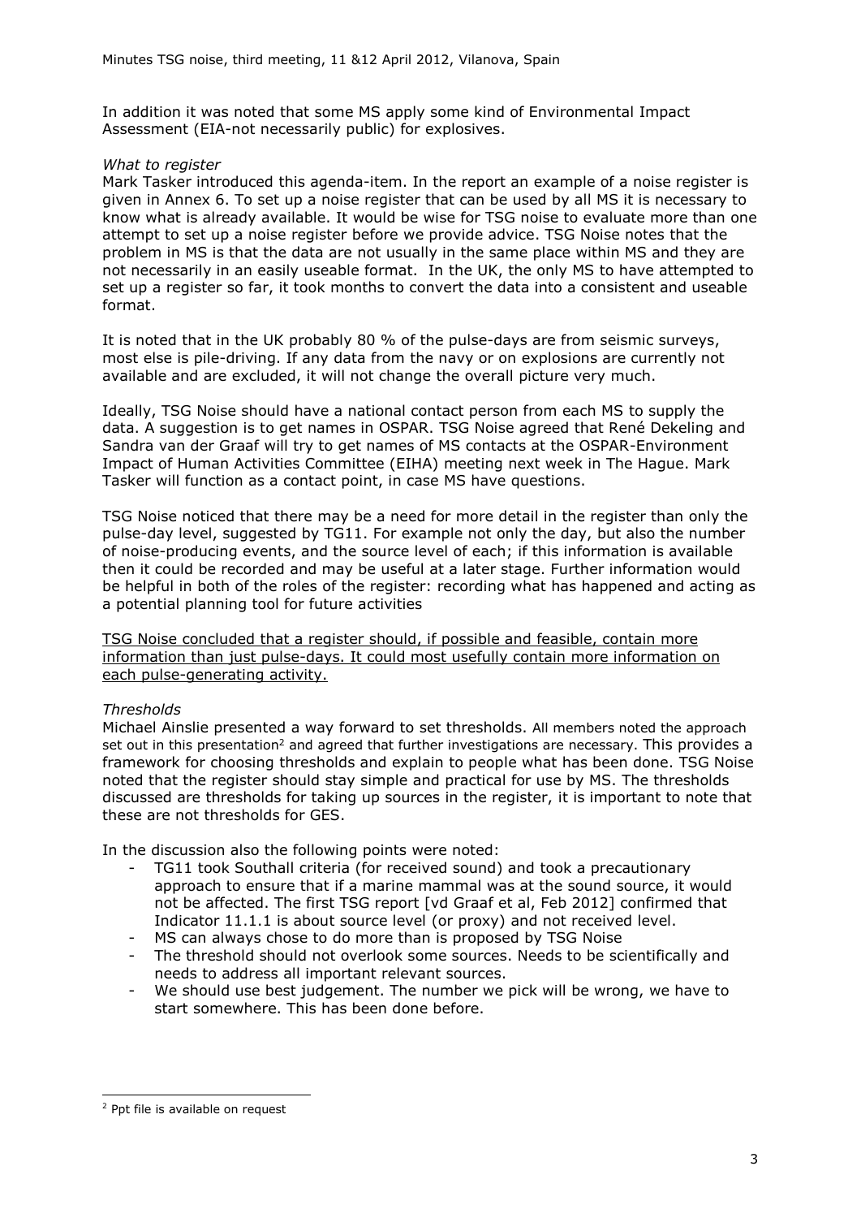In addition it was noted that some MS apply some kind of Environmental Impact Assessment (EIA-not necessarily public) for explosives.

*What to register*

Mark Tasker introduced this agenda-item. In the report an example of a noise register is given in Annex 6. To set up a noise register that can be used by all MS it is necessary to know what is already available. It would be wise for TSG noise to evaluate more than one attempt to set up a noise register before we provide advice. TSG Noise notes that the problem in MS is that the data are not usually in the same place within MS and they are not necessarily in an easily useable format. In the UK, the only MS to have attempted to set up a register so far, it took months to convert the data into a consistent and useable format.

It is noted that in the UK probably 80 % of the pulse-days are from seismic surveys, most else is pile-driving. If any data from the navy or on explosions are currently not available and are excluded, it will not change the overall picture very much.

Ideally, TSG Noise should have a national contact person from each MS to supply the data. A suggestion is to get names in OSPAR. TSG Noise agreed that René Dekeling and Sandra van der Graaf will try to get names of MS contacts at the OSPAR-Environment Impact of Human Activities Committee (EIHA) meeting next week in The Hague. Mark Tasker will function as a contact point, in case MS have questions.

TSG Noise noticed that there may be a need for more detail in the register than only the pulse-day level, suggested by TG11. For example not only the day, but also the number of noise-producing events, and the source level of each; if this information is available then it could be recorded and may be useful at a later stage. Further information would be helpful in both of the roles of the register: recording what has happened and acting as a potential planning tool for future activities

<u>TSG Noise concluded that a register should, if possible and feasible, contain more information than just pulse-days. It could most usefully contain more information on each pulse-generating activity.</u>

*Thresholds*

Michael Ainslie presented a way forward to set thresholds. All members noted the approach set out in this presentation[2] and agreed that further investigations are necessary. This provides a framework for choosing thresholds and explain to people what has been done. TSG Noise noted that the register should stay simple and practical for use by MS. The thresholds discussed are thresholds for taking up sources in the register, it is important to note that these are not thresholds for GES.

In the discussion also the following points were noted:

- TG11 took Southall criteria (for received sound) and took a precautionary approach to ensure that if a marine mammal was at the sound source, it would not be affected. The first TSG report [vd Graaf et al, Feb 2012] confirmed that Indicator 11.1.1 is about source level (or proxy) and not received level.
- MS can always chose to do more than is proposed by TSG Noise
- The threshold should not overlook some sources. Needs to be scientifically and needs to address all important relevant sources.
- We should use best judgement. The number we pick will be wrong, we have to start somewhere. This has been done before.

[2] Ppt file is available on request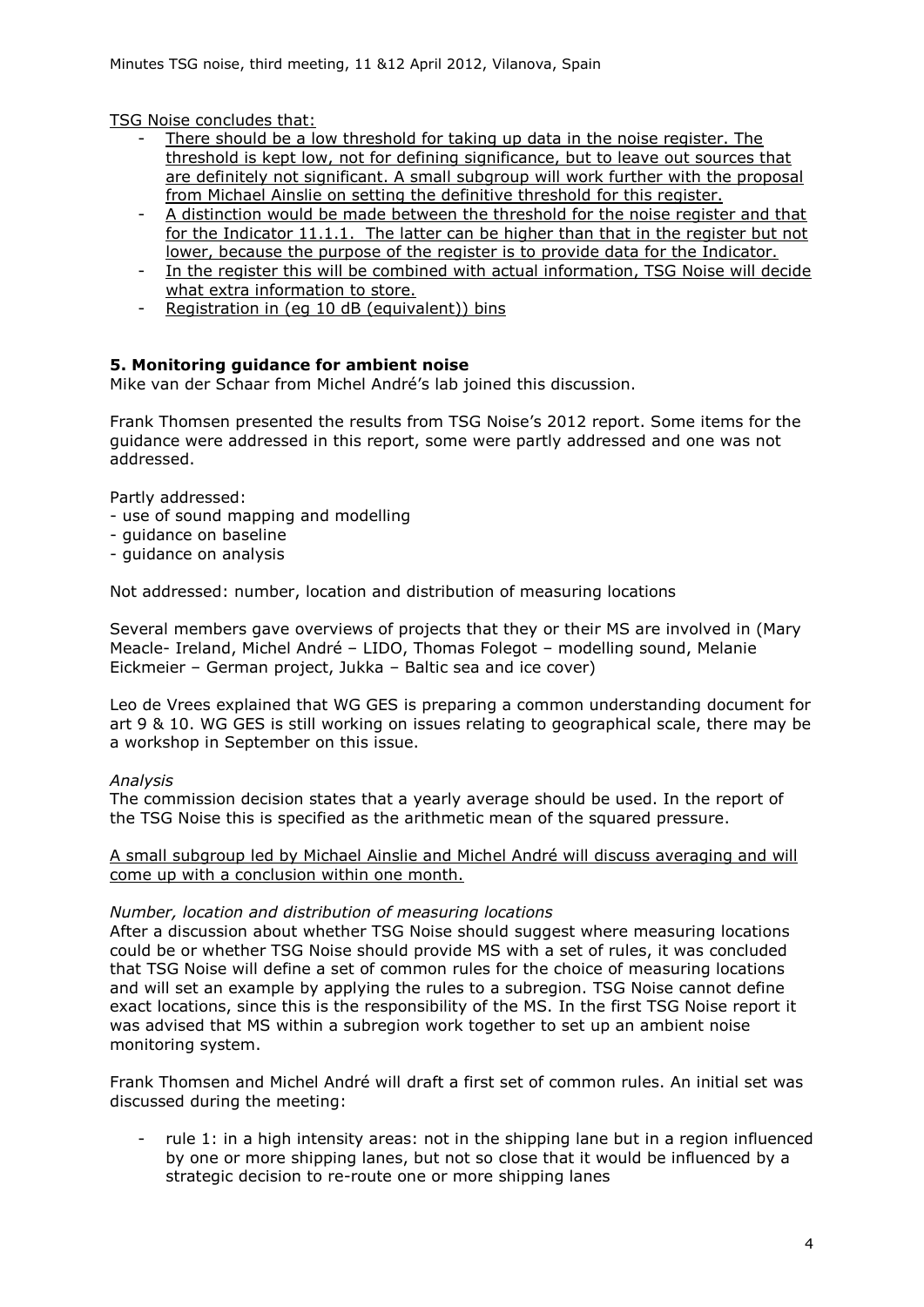TSG Noise concludes that:

- There should be a low threshold for taking up data in the noise register. The threshold is kept low, not for defining significance, but to leave out sources that are definitely not significant. A small subgroup will work further with the proposal from Michael Ainslie on setting the definitive threshold for this register.
- A distinction would be made between the threshold for the noise register and that for the Indicator 11.1.1. The latter can be higher than that in the register but not lower, because the purpose of the register is to provide data for the Indicator.
- In the register this will be combined with actual information, TSG Noise will decide what extra information to store.
- Registration in (eg 10 dB (equivalent)) bins

## 5. Monitoring guidance for ambient noise

Mike van der Schaar from Michel André's lab joined this discussion.

Frank Thomsen presented the results from TSG Noise's 2012 report. Some items for the guidance were addressed in this report, some were partly addressed and one was not addressed.

Partly addressed:
- use of sound mapping and modelling
- guidance on baseline
- guidance on analysis

Not addressed: number, location and distribution of measuring locations

Several members gave overviews of projects that they or their MS are involved in (Mary Meacle- Ireland, Michel André – LIDO, Thomas Folegot – modelling sound, Melanie Eickmeier – German project, Jukka – Baltic sea and ice cover)

Leo de Vrees explained that WG GES is preparing a common understanding document for art 9 & 10. WG GES is still working on issues relating to geographical scale, there may be a workshop in September on this issue.

*Analysis*

The commission decision states that a yearly average should be used. In the report of the TSG Noise this is specified as the arithmetic mean of the squared pressure.

A small subgroup led by Michael Ainslie and Michel André will discuss averaging and will come up with a conclusion within one month.

*Number, location and distribution of measuring locations*

After a discussion about whether TSG Noise should suggest where measuring locations could be or whether TSG Noise should provide MS with a set of rules, it was concluded that TSG Noise will define a set of common rules for the choice of measuring locations and will set an example by applying the rules to a subregion. TSG Noise cannot define exact locations, since this is the responsibility of the MS. In the first TSG Noise report it was advised that MS within a subregion work together to set up an ambient noise monitoring system.

Frank Thomsen and Michel André will draft a first set of common rules. An initial set was discussed during the meeting:

- rule 1: in a high intensity areas: not in the shipping lane but in a region influenced by one or more shipping lanes, but not so close that it would be influenced by a strategic decision to re-route one or more shipping lanes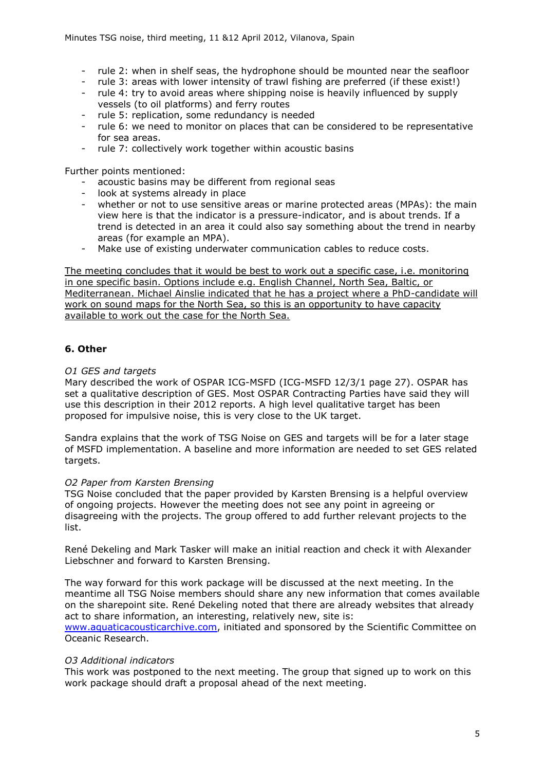- rule 2: when in shelf seas, the hydrophone should be mounted near the seafloor
- rule 3: areas with lower intensity of trawl fishing are preferred (if these exist!)
- rule 4: try to avoid areas where shipping noise is heavily influenced by supply vessels (to oil platforms) and ferry routes
- rule 5: replication, some redundancy is needed
- rule 6: we need to monitor on places that can be considered to be representative for sea areas.
- rule 7: collectively work together within acoustic basins

Further points mentioned:

- acoustic basins may be different from regional seas
- look at systems already in place
- whether or not to use sensitive areas or marine protected areas (MPAs): the main view here is that the indicator is a pressure-indicator, and is about trends. If a trend is detected in an area it could also say something about the trend in nearby areas (for example an MPA).
- Make use of existing underwater communication cables to reduce costs.

<u>The meeting concludes that it would be best to work out a specific case, i.e. monitoring in one specific basin. Options include e.g. English Channel, North Sea, Baltic, or Mediterranean. Michael Ainslie indicated that he has a project where a PhD-candidate will work on sound maps for the North Sea, so this is an opportunity to have capacity available to work out the case for the North Sea.</u>

## 6. Other

*O1 GES and targets*

Mary described the work of OSPAR ICG-MSFD (ICG-MSFD 12/3/1 page 27). OSPAR has set a qualitative description of GES. Most OSPAR Contracting Parties have said they will use this description in their 2012 reports. A high level qualitative target has been proposed for impulsive noise, this is very close to the UK target.

Sandra explains that the work of TSG Noise on GES and targets will be for a later stage of MSFD implementation. A baseline and more information are needed to set GES related targets.

*O2 Paper from Karsten Brensing*

TSG Noise concluded that the paper provided by Karsten Brensing is a helpful overview of ongoing projects. However the meeting does not see any point in agreeing or disagreeing with the projects. The group offered to add further relevant projects to the list.

René Dekeling and Mark Tasker will make an initial reaction and check it with Alexander Liebschner and forward to Karsten Brensing.

The way forward for this work package will be discussed at the next meeting. In the meantime all TSG Noise members should share any new information that comes available on the sharepoint site. René Dekeling noted that there are already websites that already act to share information, an interesting, relatively new, site is: www.aquaticacousticarchive.com, initiated and sponsored by the Scientific Committee on Oceanic Research.

*O3 Additional indicators*

This work was postponed to the next meeting. The group that signed up to work on this work package should draft a proposal ahead of the next meeting.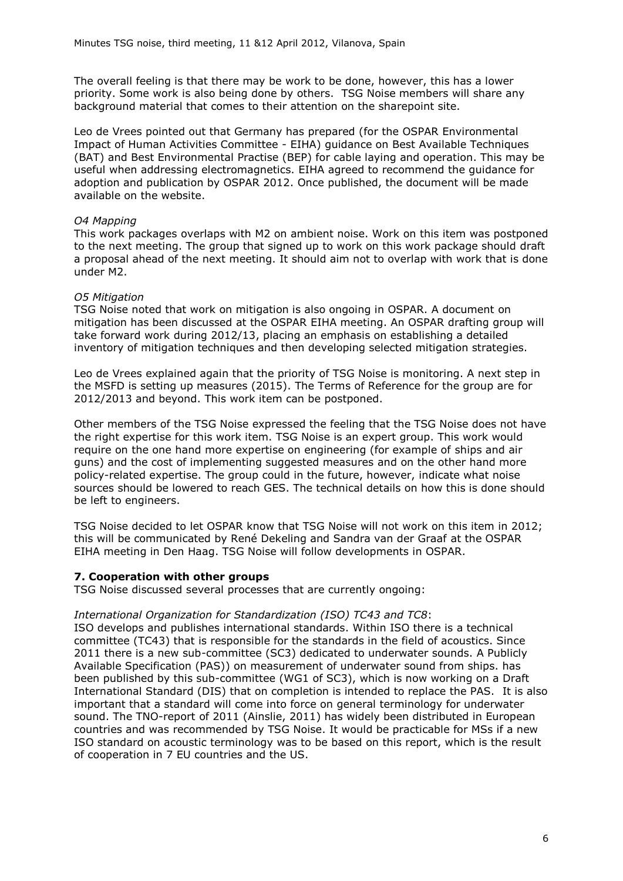The overall feeling is that there may be work to be done, however, this has a lower priority. Some work is also being done by others. TSG Noise members will share any background material that comes to their attention on the sharepoint site.

Leo de Vrees pointed out that Germany has prepared (for the OSPAR Environmental Impact of Human Activities Committee - EIHA) guidance on Best Available Techniques (BAT) and Best Environmental Practise (BEP) for cable laying and operation. This may be useful when addressing electromagnetics. EIHA agreed to recommend the guidance for adoption and publication by OSPAR 2012. Once published, the document will be made available on the website.

*O4 Mapping*

This work packages overlaps with M2 on ambient noise. Work on this item was postponed to the next meeting. The group that signed up to work on this work package should draft a proposal ahead of the next meeting. It should aim not to overlap with work that is done under M2.

*O5 Mitigation*

TSG Noise noted that work on mitigation is also ongoing in OSPAR. A document on mitigation has been discussed at the OSPAR EIHA meeting. An OSPAR drafting group will take forward work during 2012/13, placing an emphasis on establishing a detailed inventory of mitigation techniques and then developing selected mitigation strategies.

Leo de Vrees explained again that the priority of TSG Noise is monitoring. A next step in the MSFD is setting up measures (2015). The Terms of Reference for the group are for 2012/2013 and beyond. This work item can be postponed.

Other members of the TSG Noise expressed the feeling that the TSG Noise does not have the right expertise for this work item. TSG Noise is an expert group. This work would require on the one hand more expertise on engineering (for example of ships and air guns) and the cost of implementing suggested measures and on the other hand more policy-related expertise. The group could in the future, however, indicate what noise sources should be lowered to reach GES. The technical details on how this is done should be left to engineers.

TSG Noise decided to let OSPAR know that TSG Noise will not work on this item in 2012; this will be communicated by René Dekeling and Sandra van der Graaf at the OSPAR EIHA meeting in Den Haag. TSG Noise will follow developments in OSPAR.

## 7. Cooperation with other groups

TSG Noise discussed several processes that are currently ongoing:

*International Organization for Standardization (ISO) TC43 and TC8*:

ISO develops and publishes international standards. Within ISO there is a technical committee (TC43) that is responsible for the standards in the field of acoustics. Since 2011 there is a new sub-committee (SC3) dedicated to underwater sounds. A Publicly Available Specification (PAS)) on measurement of underwater sound from ships. has been published by this sub-committee (WG1 of SC3), which is now working on a Draft International Standard (DIS) that on completion is intended to replace the PAS. It is also important that a standard will come into force on general terminology for underwater sound. The TNO-report of 2011 (Ainslie, 2011) has widely been distributed in European countries and was recommended by TSG Noise. It would be practicable for MSs if a new ISO standard on acoustic terminology was to be based on this report, which is the result of cooperation in 7 EU countries and the US.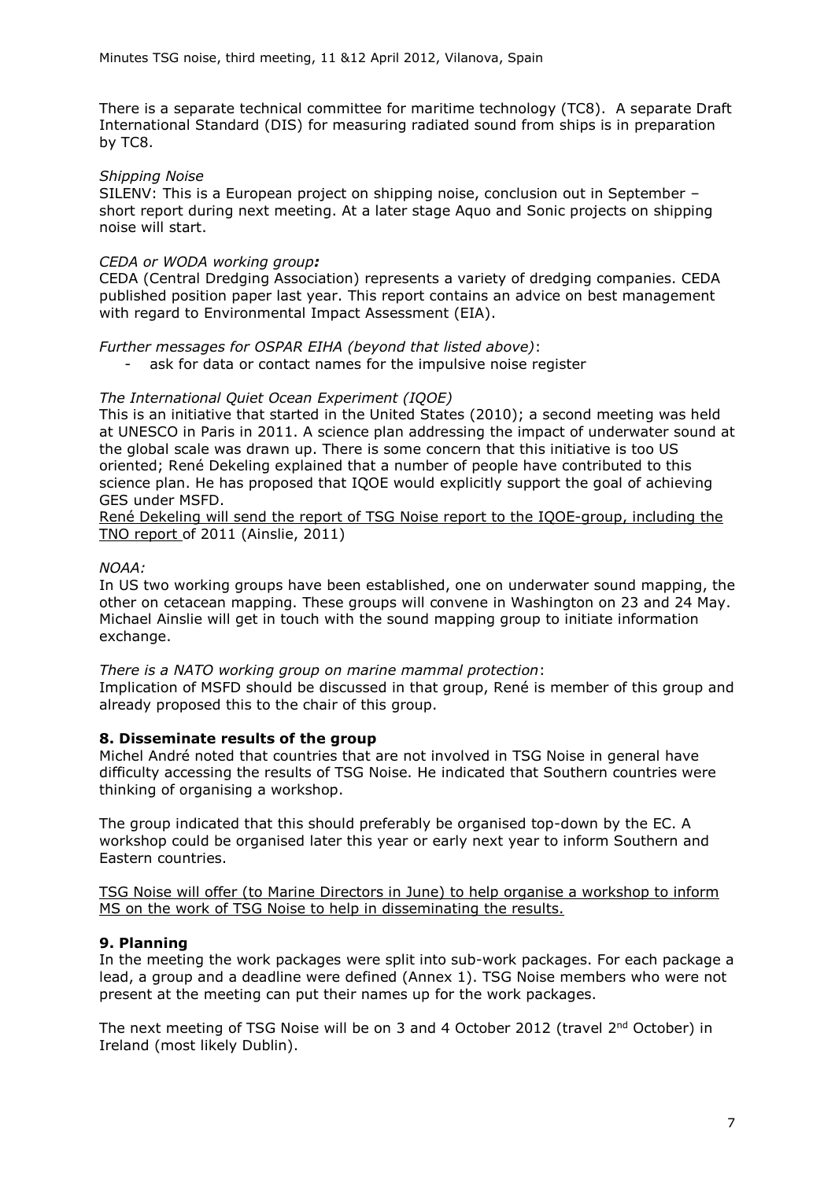There is a separate technical committee for maritime technology (TC8). A separate Draft International Standard (DIS) for measuring radiated sound from ships is in preparation by TC8.

*Shipping Noise*

SILENV: This is a European project on shipping noise, conclusion out in September – short report during next meeting. At a later stage Aquo and Sonic projects on shipping noise will start.

*CEDA or WODA working group:*

CEDA (Central Dredging Association) represents a variety of dredging companies. CEDA published position paper last year. This report contains an advice on best management with regard to Environmental Impact Assessment (EIA).

*Further messages for OSPAR EIHA (beyond that listed above)*:

- ask for data or contact names for the impulsive noise register

*The International Quiet Ocean Experiment (IQOE)*

This is an initiative that started in the United States (2010); a second meeting was held at UNESCO in Paris in 2011. A science plan addressing the impact of underwater sound at the global scale was drawn up. There is some concern that this initiative is too US oriented; René Dekeling explained that a number of people have contributed to this science plan. He has proposed that IQOE would explicitly support the goal of achieving GES under MSFD.

<u>René Dekeling will send the report of TSG Noise report to the IQOE-group, including the TNO report</u> of 2011 (Ainslie, 2011)

*NOAA:*

In US two working groups have been established, one on underwater sound mapping, the other on cetacean mapping. These groups will convene in Washington on 23 and 24 May. Michael Ainslie will get in touch with the sound mapping group to initiate information exchange.

*There is a NATO working group on marine mammal protection*:

Implication of MSFD should be discussed in that group, René is member of this group and already proposed this to the chair of this group.

**8. Disseminate results of the group**

Michel André noted that countries that are not involved in TSG Noise in general have difficulty accessing the results of TSG Noise. He indicated that Southern countries were thinking of organising a workshop.

The group indicated that this should preferably be organised top-down by the EC. A workshop could be organised later this year or early next year to inform Southern and Eastern countries.

<u>TSG Noise will offer (to Marine Directors in June) to help organise a workshop to inform MS on the work of TSG Noise to help in disseminating the results.</u>

**9. Planning**

In the meeting the work packages were split into sub-work packages. For each package a lead, a group and a deadline were defined (Annex 1). TSG Noise members who were not present at the meeting can put their names up for the work packages.

The next meeting of TSG Noise will be on 3 and 4 October 2012 (travel 2nd October) in Ireland (most likely Dublin).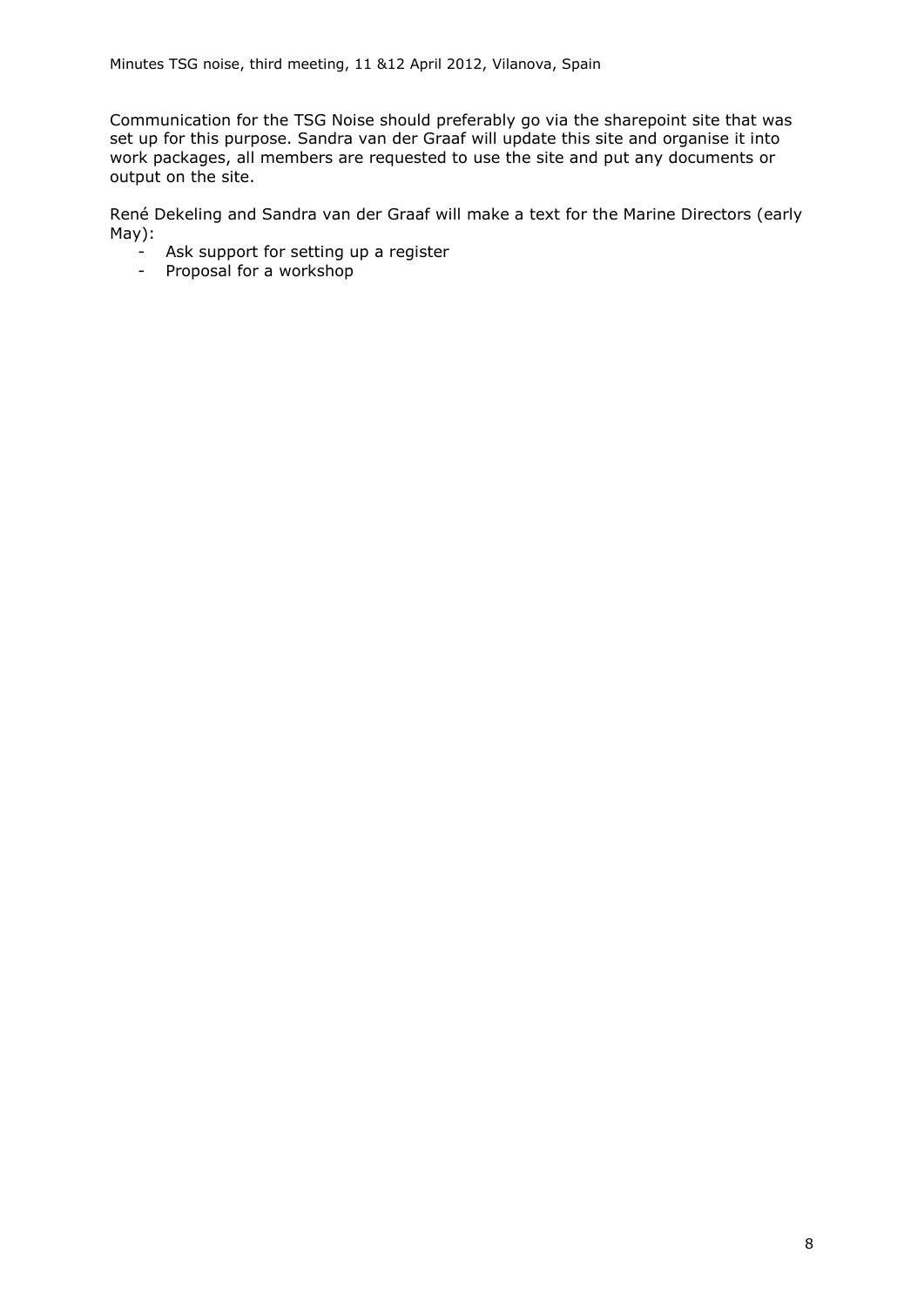Communication for the TSG Noise should preferably go via the sharepoint site that was set up for this purpose. Sandra van der Graaf will update this site and organise it into work packages, all members are requested to use the site and put any documents or output on the site.

René Dekeling and Sandra van der Graaf will make a text for the Marine Directors (early May):

- Ask support for setting up a register
- Proposal for a workshop